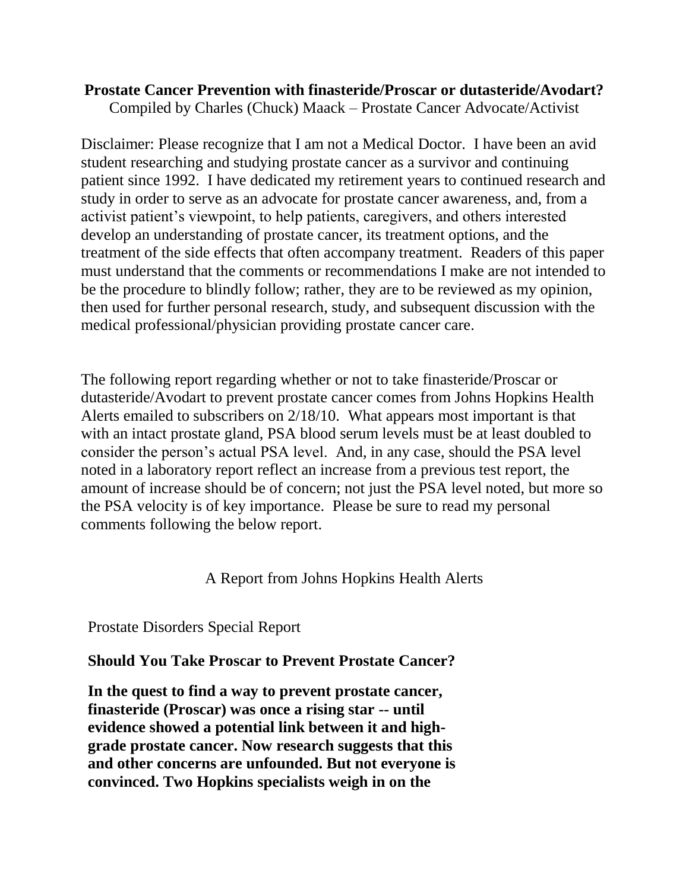**Prostate Cancer Prevention with finasteride/Proscar or dutasteride/Avodart?**

Compiled by Charles (Chuck) Maack – Prostate Cancer Advocate/Activist

Disclaimer: Please recognize that I am not a Medical Doctor. I have been an avid student researching and studying prostate cancer as a survivor and continuing patient since 1992. I have dedicated my retirement years to continued research and study in order to serve as an advocate for prostate cancer awareness, and, from a activist patient's viewpoint, to help patients, caregivers, and others interested develop an understanding of prostate cancer, its treatment options, and the treatment of the side effects that often accompany treatment. Readers of this paper must understand that the comments or recommendations I make are not intended to be the procedure to blindly follow; rather, they are to be reviewed as my opinion, then used for further personal research, study, and subsequent discussion with the medical professional/physician providing prostate cancer care.

The following report regarding whether or not to take finasteride/Proscar or dutasteride/Avodart to prevent prostate cancer comes from Johns Hopkins Health Alerts emailed to subscribers on 2/18/10. What appears most important is that with an intact prostate gland, PSA blood serum levels must be at least doubled to consider the person's actual PSA level. And, in any case, should the PSA level noted in a laboratory report reflect an increase from a previous test report, the amount of increase should be of concern; not just the PSA level noted, but more so the PSA velocity is of key importance. Please be sure to read my personal comments following the below report.

A Report from Johns Hopkins Health Alerts

Prostate Disorders Special Report

**Should You Take Proscar to Prevent Prostate Cancer?**

**In the quest to find a way to prevent prostate cancer, finasteride (Proscar) was once a rising star -- until evidence showed a potential link between it and high-grade prostate cancer. Now research suggests that this and other concerns are unfounded. But not everyone is convinced. Two Hopkins specialists weigh in on the**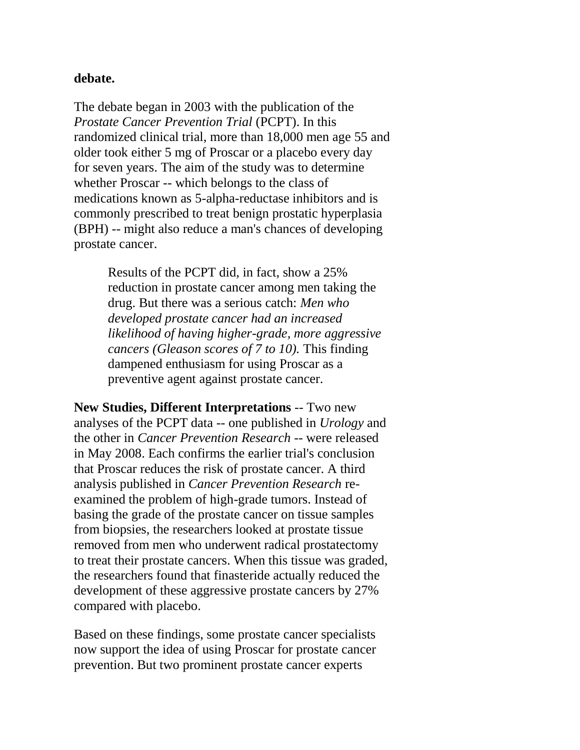**debate.**

The debate began in 2003 with the publication of the *Prostate Cancer Prevention Trial* (PCPT). In this randomized clinical trial, more than 18,000 men age 55 and older took either 5 mg of Proscar or a placebo every day for seven years. The aim of the study was to determine whether Proscar -- which belongs to the class of medications known as 5-alpha-reductase inhibitors and is commonly prescribed to treat benign prostatic hyperplasia (BPH) -- might also reduce a man's chances of developing prostate cancer.

> Results of the PCPT did, in fact, show a 25% reduction in prostate cancer among men taking the drug. But there was a serious catch: *Men who developed prostate cancer had an increased likelihood of having higher-grade, more aggressive cancers (Gleason scores of 7 to 10).* This finding dampened enthusiasm for using Proscar as a preventive agent against prostate cancer.

**New Studies, Different Interpretations** -- Two new analyses of the PCPT data -- one published in *Urology* and the other in *Cancer Prevention Research* -- were released in May 2008. Each confirms the earlier trial's conclusion that Proscar reduces the risk of prostate cancer. A third analysis published in *Cancer Prevention Research* re-examined the problem of high-grade tumors. Instead of basing the grade of the prostate cancer on tissue samples from biopsies, the researchers looked at prostate tissue removed from men who underwent radical prostatectomy to treat their prostate cancers. When this tissue was graded, the researchers found that finasteride actually reduced the development of these aggressive prostate cancers by 27% compared with placebo.

Based on these findings, some prostate cancer specialists now support the idea of using Proscar for prostate cancer prevention. But two prominent prostate cancer experts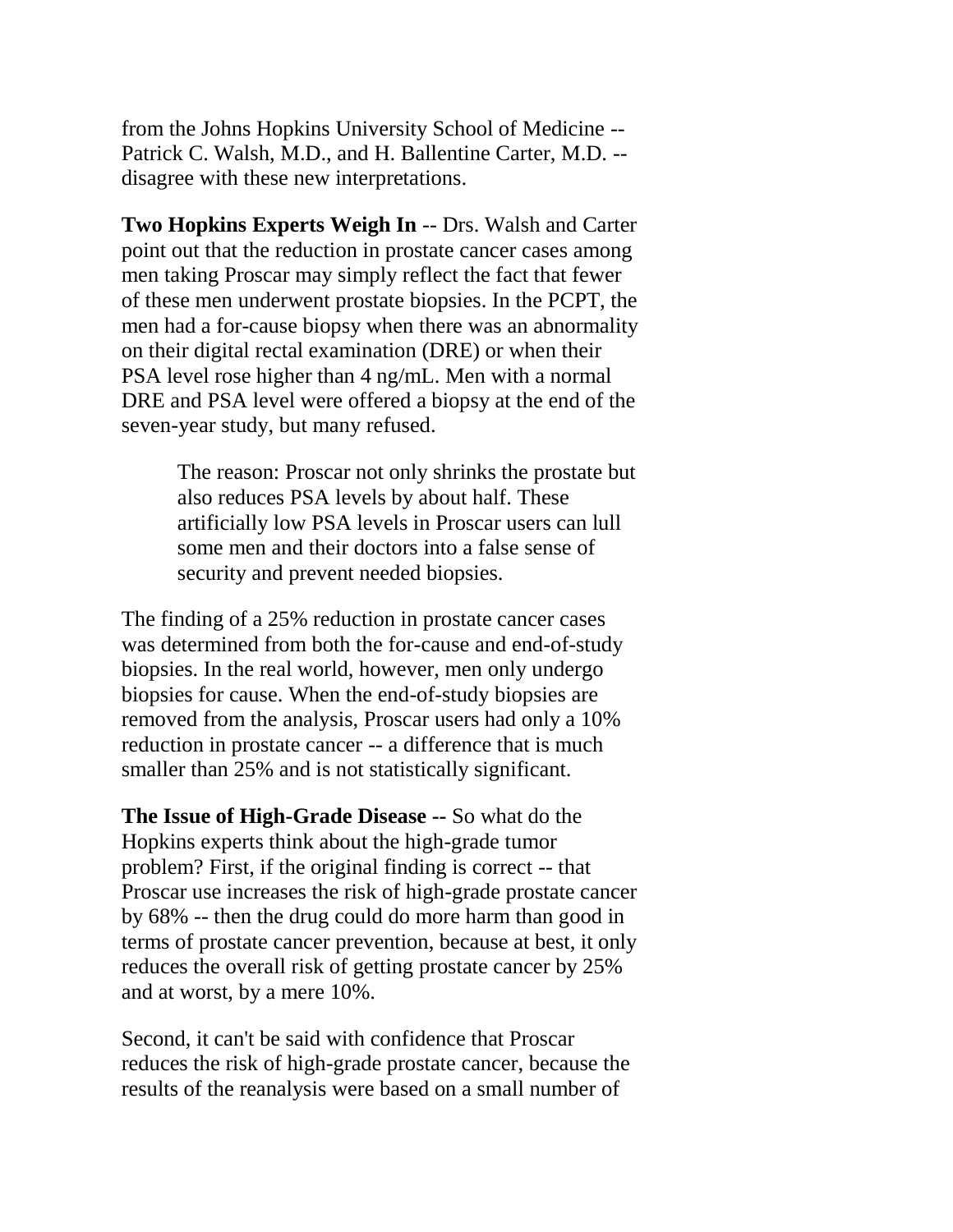from the Johns Hopkins University School of Medicine -- Patrick C. Walsh, M.D., and H. Ballentine Carter, M.D. -- disagree with these new interpretations.

**Two Hopkins Experts Weigh In** -- Drs. Walsh and Carter point out that the reduction in prostate cancer cases among men taking Proscar may simply reflect the fact that fewer of these men underwent prostate biopsies. In the PCPT, the men had a for-cause biopsy when there was an abnormality on their digital rectal examination (DRE) or when their PSA level rose higher than 4 ng/mL. Men with a normal DRE and PSA level were offered a biopsy at the end of the seven-year study, but many refused.

> The reason: Proscar not only shrinks the prostate but also reduces PSA levels by about half. These artificially low PSA levels in Proscar users can lull some men and their doctors into a false sense of security and prevent needed biopsies.

The finding of a 25% reduction in prostate cancer cases was determined from both the for-cause and end-of-study biopsies. In the real world, however, men only undergo biopsies for cause. When the end-of-study biopsies are removed from the analysis, Proscar users had only a 10% reduction in prostate cancer -- a difference that is much smaller than 25% and is not statistically significant.

**The Issue of High-Grade Disease --** So what do the Hopkins experts think about the high-grade tumor problem? First, if the original finding is correct -- that Proscar use increases the risk of high-grade prostate cancer by 68% -- then the drug could do more harm than good in terms of prostate cancer prevention, because at best, it only reduces the overall risk of getting prostate cancer by 25% and at worst, by a mere 10%.

Second, it can't be said with confidence that Proscar reduces the risk of high-grade prostate cancer, because the results of the reanalysis were based on a small number of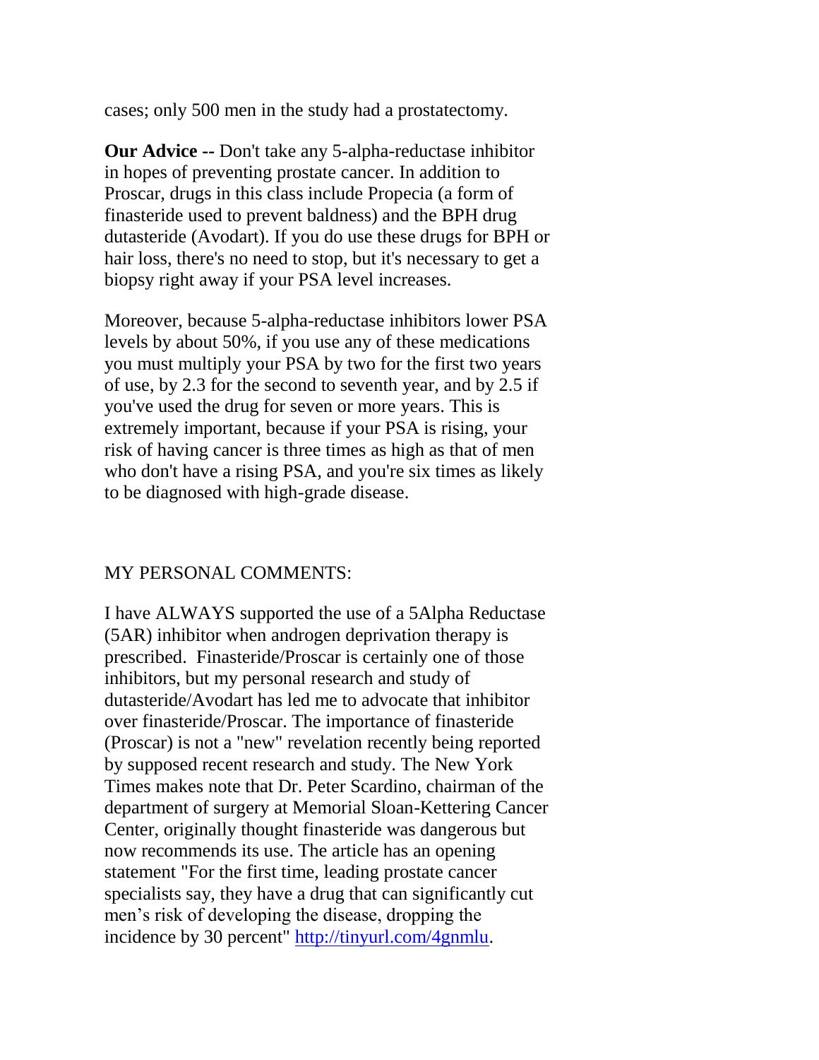cases; only 500 men in the study had a prostatectomy.

**Our Advice --** Don't take any 5-alpha-reductase inhibitor in hopes of preventing prostate cancer. In addition to Proscar, drugs in this class include Propecia (a form of finasteride used to prevent baldness) and the BPH drug dutasteride (Avodart). If you do use these drugs for BPH or hair loss, there's no need to stop, but it's necessary to get a biopsy right away if your PSA level increases.

Moreover, because 5-alpha-reductase inhibitors lower PSA levels by about 50%, if you use any of these medications you must multiply your PSA by two for the first two years of use, by 2.3 for the second to seventh year, and by 2.5 if you've used the drug for seven or more years. This is extremely important, because if your PSA is rising, your risk of having cancer is three times as high as that of men who don't have a rising PSA, and you're six times as likely to be diagnosed with high-grade disease.

MY PERSONAL COMMENTS:

I have ALWAYS supported the use of a 5Alpha Reductase (5AR) inhibitor when androgen deprivation therapy is prescribed. Finasteride/Proscar is certainly one of those inhibitors, but my personal research and study of dutasteride/Avodart has led me to advocate that inhibitor over finasteride/Proscar. The importance of finasteride (Proscar) is not a "new" revelation recently being reported by supposed recent research and study. The New York Times makes note that Dr. Peter Scardino, chairman of the department of surgery at Memorial Sloan-Kettering Cancer Center, originally thought finasteride was dangerous but now recommends its use. The article has an opening statement "For the first time, leading prostate cancer specialists say, they have a drug that can significantly cut men's risk of developing the disease, dropping the incidence by 30 percent" http://tinyurl.com/4gnmlu.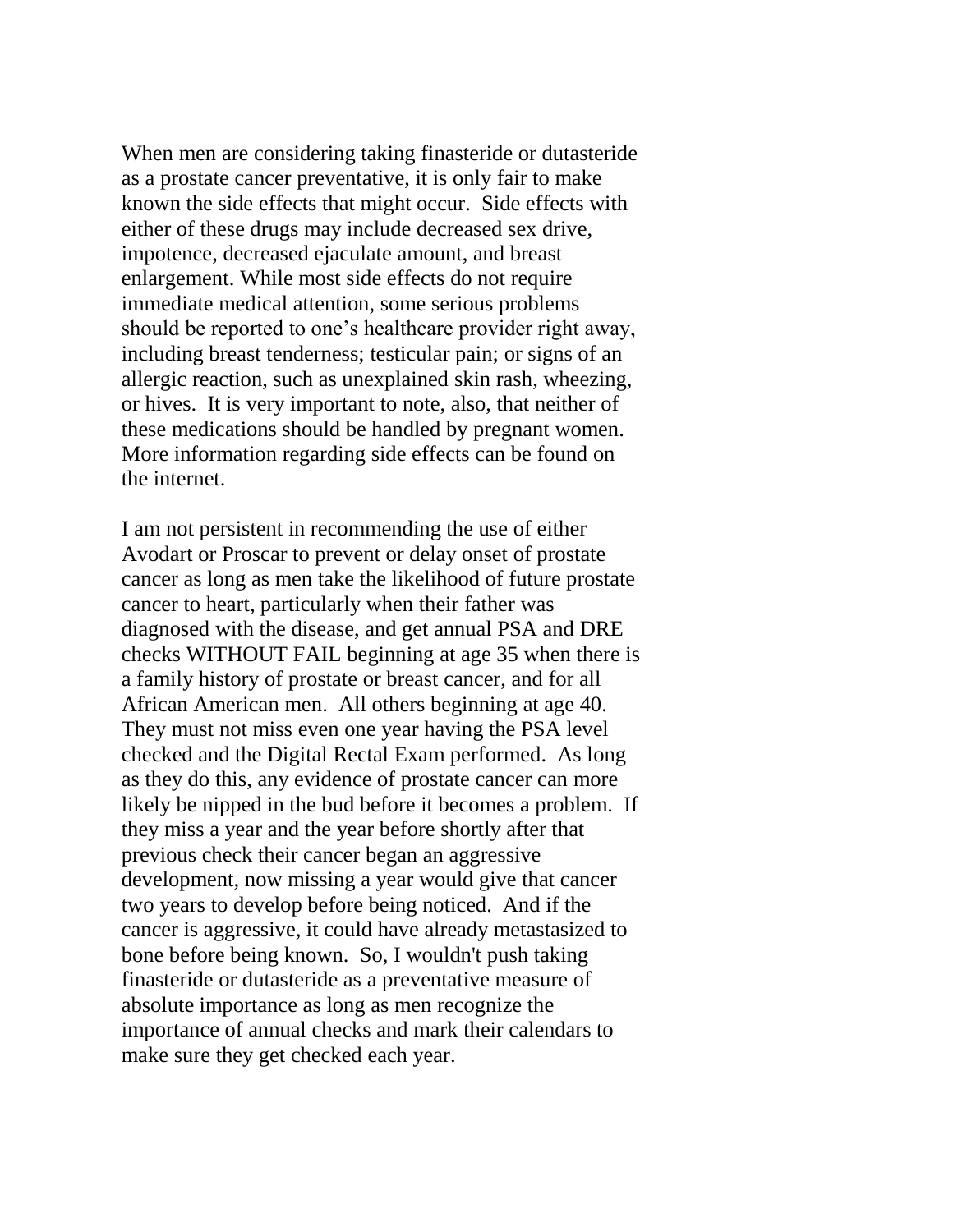When men are considering taking finasteride or dutasteride as a prostate cancer preventative, it is only fair to make known the side effects that might occur. Side effects with either of these drugs may include decreased sex drive, impotence, decreased ejaculate amount, and breast enlargement. While most side effects do not require immediate medical attention, some serious problems should be reported to one's healthcare provider right away, including breast tenderness; testicular pain; or signs of an allergic reaction, such as unexplained skin rash, wheezing, or hives. It is very important to note, also, that neither of these medications should be handled by pregnant women. More information regarding side effects can be found on the internet.

I am not persistent in recommending the use of either Avodart or Proscar to prevent or delay onset of prostate cancer as long as men take the likelihood of future prostate cancer to heart, particularly when their father was diagnosed with the disease, and get annual PSA and DRE checks WITHOUT FAIL beginning at age 35 when there is a family history of prostate or breast cancer, and for all African American men. All others beginning at age 40. They must not miss even one year having the PSA level checked and the Digital Rectal Exam performed. As long as they do this, any evidence of prostate cancer can more likely be nipped in the bud before it becomes a problem. If they miss a year and the year before shortly after that previous check their cancer began an aggressive development, now missing a year would give that cancer two years to develop before being noticed. And if the cancer is aggressive, it could have already metastasized to bone before being known. So, I wouldn't push taking finasteride or dutasteride as a preventative measure of absolute importance as long as men recognize the importance of annual checks and mark their calendars to make sure they get checked each year.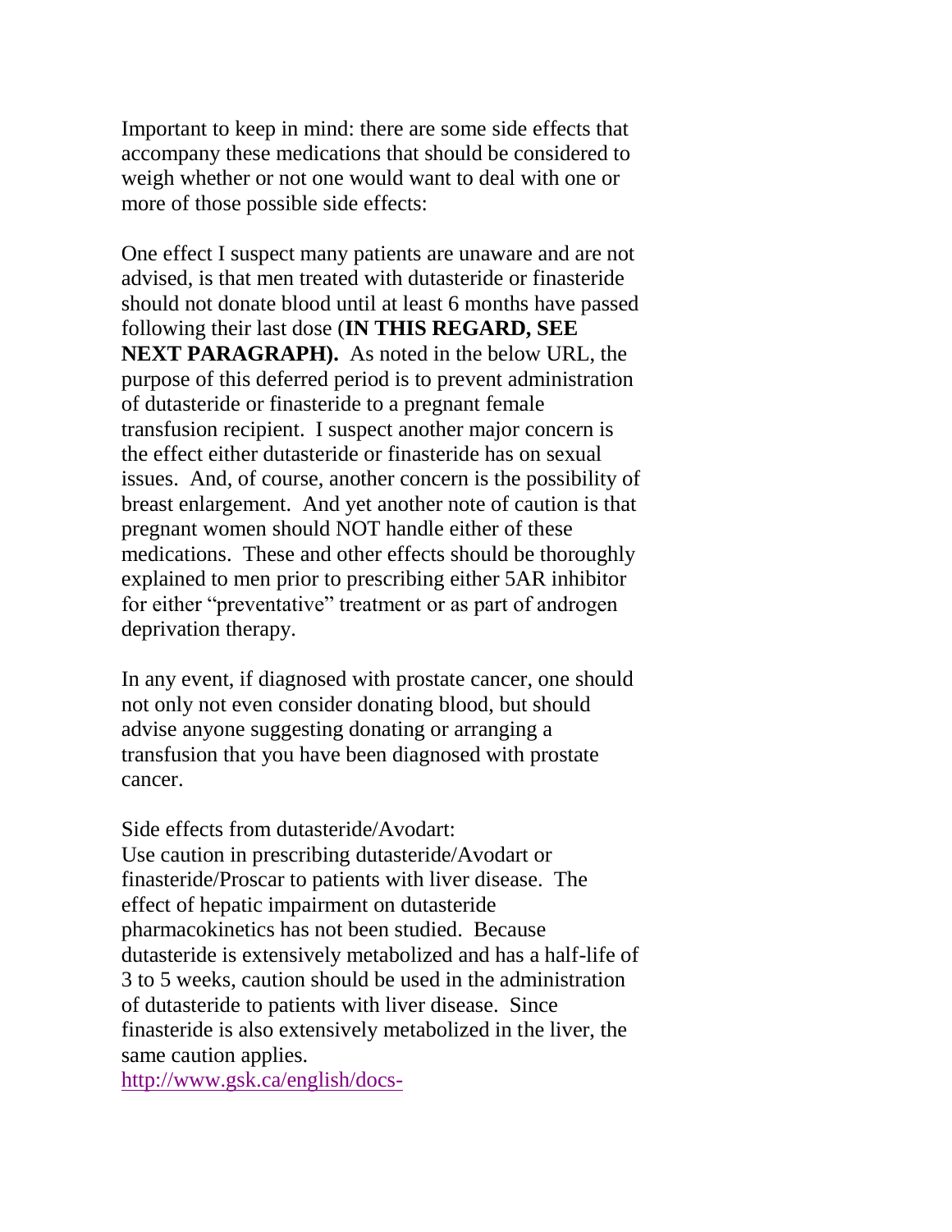Important to keep in mind: there are some side effects that accompany these medications that should be considered to weigh whether or not one would want to deal with one or more of those possible side effects:

One effect I suspect many patients are unaware and are not advised, is that men treated with dutasteride or finasteride should not donate blood until at least 6 months have passed following their last dose (**IN THIS REGARD, SEE NEXT PARAGRAPH).** As noted in the below URL, the purpose of this deferred period is to prevent administration of dutasteride or finasteride to a pregnant female transfusion recipient. I suspect another major concern is the effect either dutasteride or finasteride has on sexual issues. And, of course, another concern is the possibility of breast enlargement. And yet another note of caution is that pregnant women should NOT handle either of these medications. These and other effects should be thoroughly explained to men prior to prescribing either 5AR inhibitor for either "preventative" treatment or as part of androgen deprivation therapy.

In any event, if diagnosed with prostate cancer, one should not only not even consider donating blood, but should advise anyone suggesting donating or arranging a transfusion that you have been diagnosed with prostate cancer.

Side effects from dutasteride/Avodart:
Use caution in prescribing dutasteride/Avodart or finasteride/Proscar to patients with liver disease. The effect of hepatic impairment on dutasteride pharmacokinetics has not been studied. Because dutasteride is extensively metabolized and has a half-life of 3 to 5 weeks, caution should be used in the administration of dutasteride to patients with liver disease. Since finasteride is also extensively metabolized in the liver, the same caution applies.
http://www.gsk.ca/english/docs-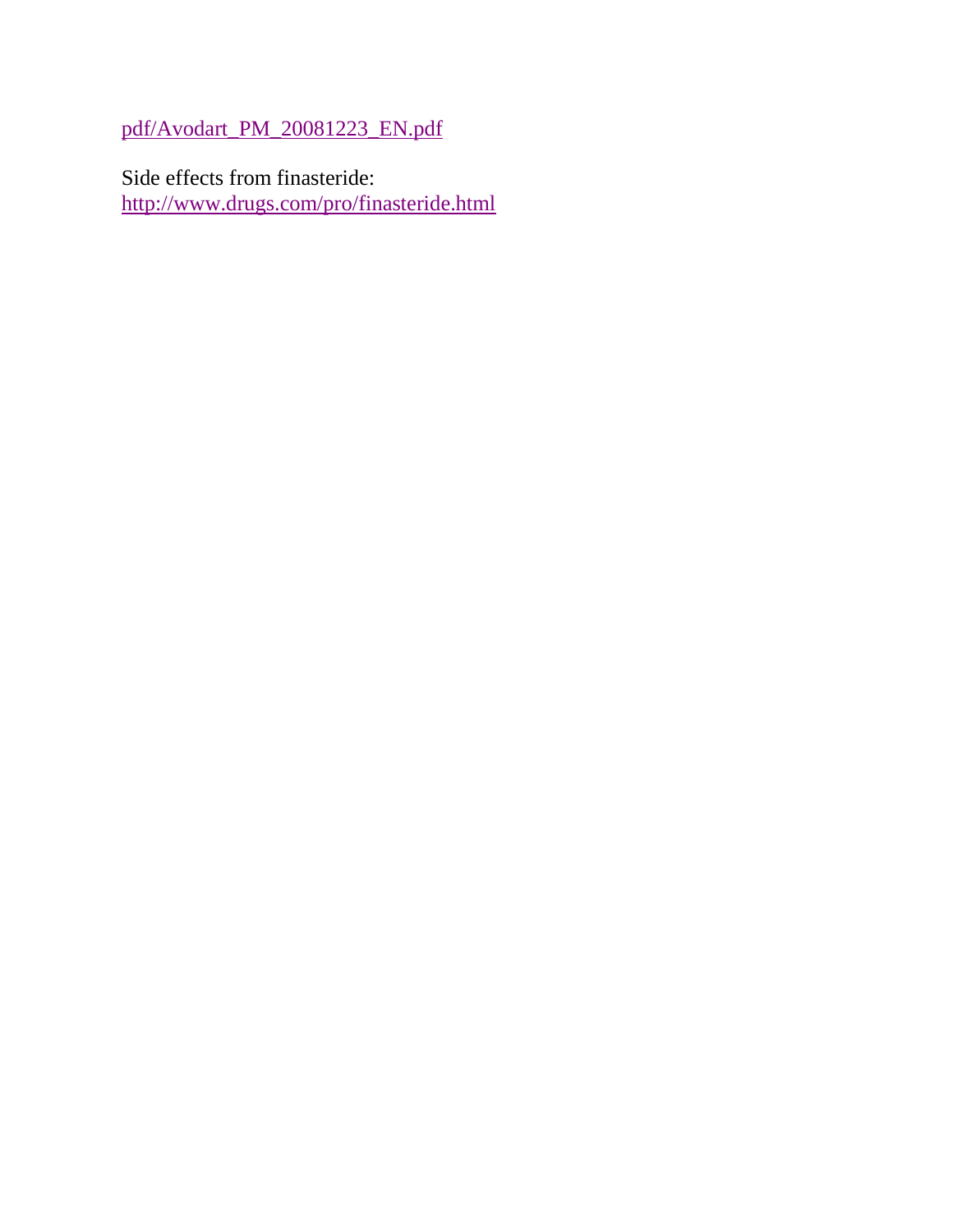pdf/Avodart_PM_20081223_EN.pdf

Side effects from finasteride:
http://www.drugs.com/pro/finasteride.html